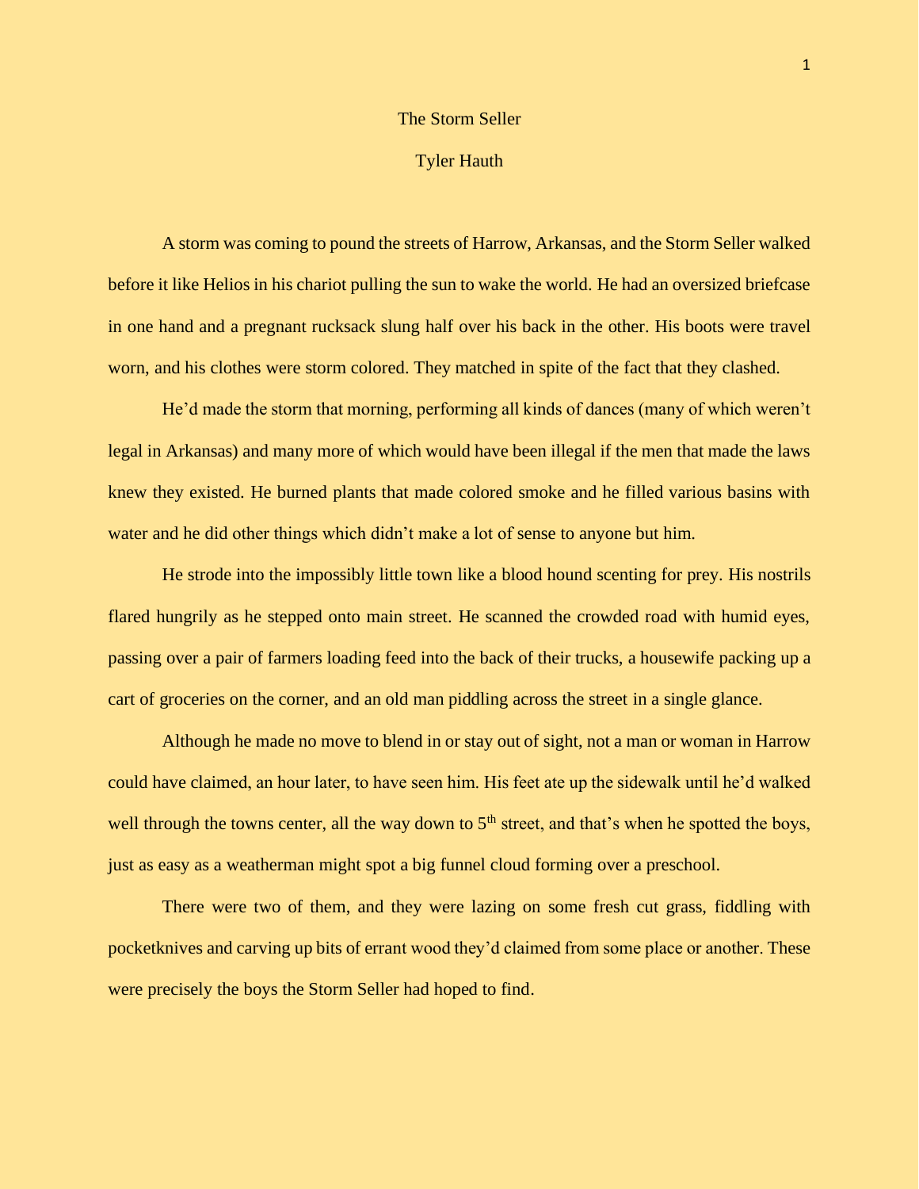# The Storm Seller

Tyler Hauth

A storm was coming to pound the streets of Harrow, Arkansas, and the Storm Seller walked before it like Helios in his chariot pulling the sun to wake the world. He had an oversized briefcase in one hand and a pregnant rucksack slung half over his back in the other. His boots were travel worn, and his clothes were storm colored. They matched in spite of the fact that they clashed.

He'd made the storm that morning, performing all kinds of dances (many of which weren't legal in Arkansas) and many more of which would have been illegal if the men that made the laws knew they existed. He burned plants that made colored smoke and he filled various basins with water and he did other things which didn't make a lot of sense to anyone but him.

He strode into the impossibly little town like a blood hound scenting for prey. His nostrils flared hungrily as he stepped onto main street. He scanned the crowded road with humid eyes, passing over a pair of farmers loading feed into the back of their trucks, a housewife packing up a cart of groceries on the corner, and an old man piddling across the street in a single glance.

Although he made no move to blend in or stay out of sight, not a man or woman in Harrow could have claimed, an hour later, to have seen him. His feet ate up the sidewalk until he'd walked well through the towns center, all the way down to 5th street, and that's when he spotted the boys, just as easy as a weatherman might spot a big funnel cloud forming over a preschool.

There were two of them, and they were lazing on some fresh cut grass, fiddling with pocketknives and carving up bits of errant wood they'd claimed from some place or another. These were precisely the boys the Storm Seller had hoped to find.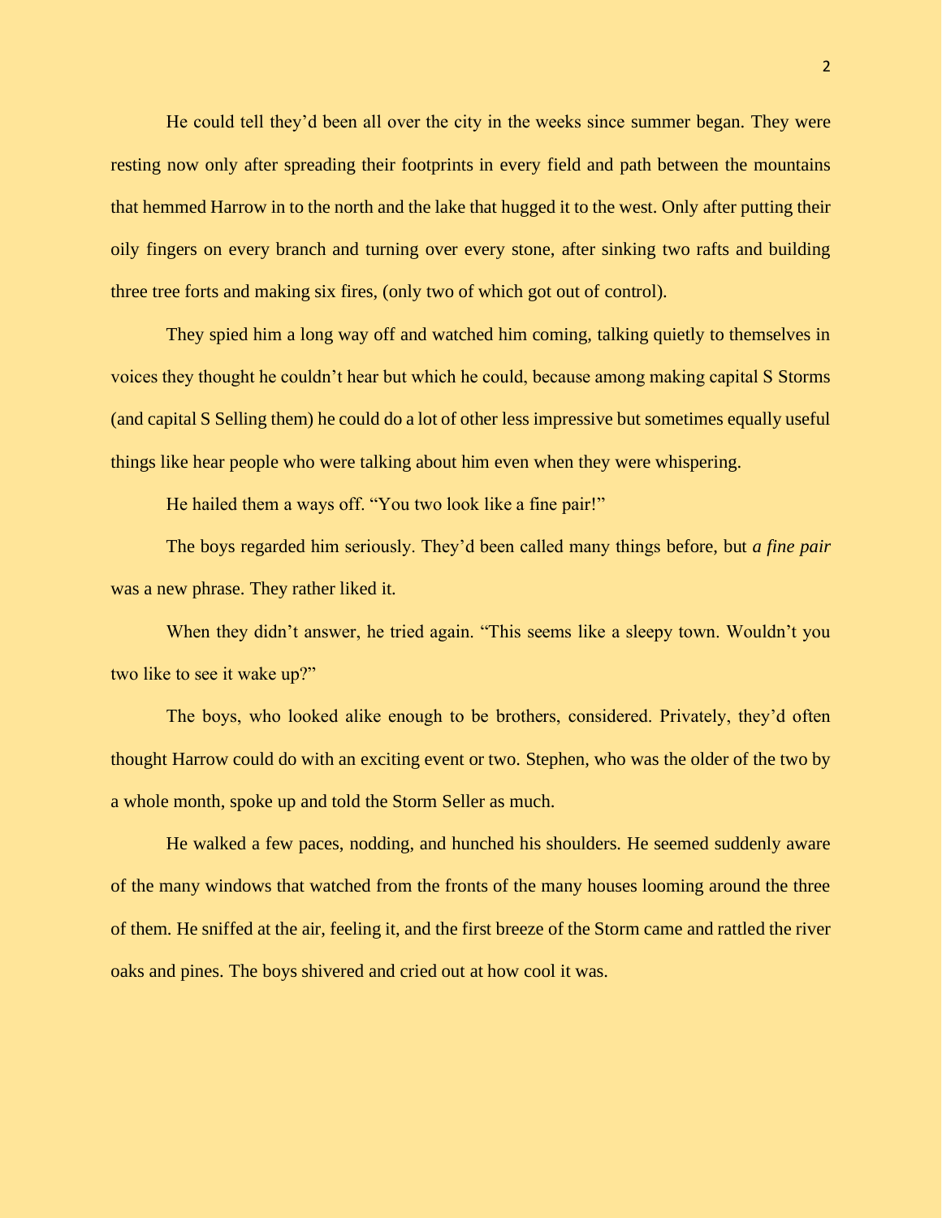He could tell they'd been all over the city in the weeks since summer began. They were resting now only after spreading their footprints in every field and path between the mountains that hemmed Harrow in to the north and the lake that hugged it to the west. Only after putting their oily fingers on every branch and turning over every stone, after sinking two rafts and building three tree forts and making six fires, (only two of which got out of control).

They spied him a long way off and watched him coming, talking quietly to themselves in voices they thought he couldn't hear but which he could, because among making capital S Storms (and capital S Selling them) he could do a lot of other less impressive but sometimes equally useful things like hear people who were talking about him even when they were whispering.

He hailed them a ways off. "You two look like a fine pair!"

The boys regarded him seriously. They'd been called many things before, but *a fine pair* was a new phrase. They rather liked it.

When they didn't answer, he tried again. "This seems like a sleepy town. Wouldn't you two like to see it wake up?"

The boys, who looked alike enough to be brothers, considered. Privately, they'd often thought Harrow could do with an exciting event or two. Stephen, who was the older of the two by a whole month, spoke up and told the Storm Seller as much.

He walked a few paces, nodding, and hunched his shoulders. He seemed suddenly aware of the many windows that watched from the fronts of the many houses looming around the three of them. He sniffed at the air, feeling it, and the first breeze of the Storm came and rattled the river oaks and pines. The boys shivered and cried out at how cool it was.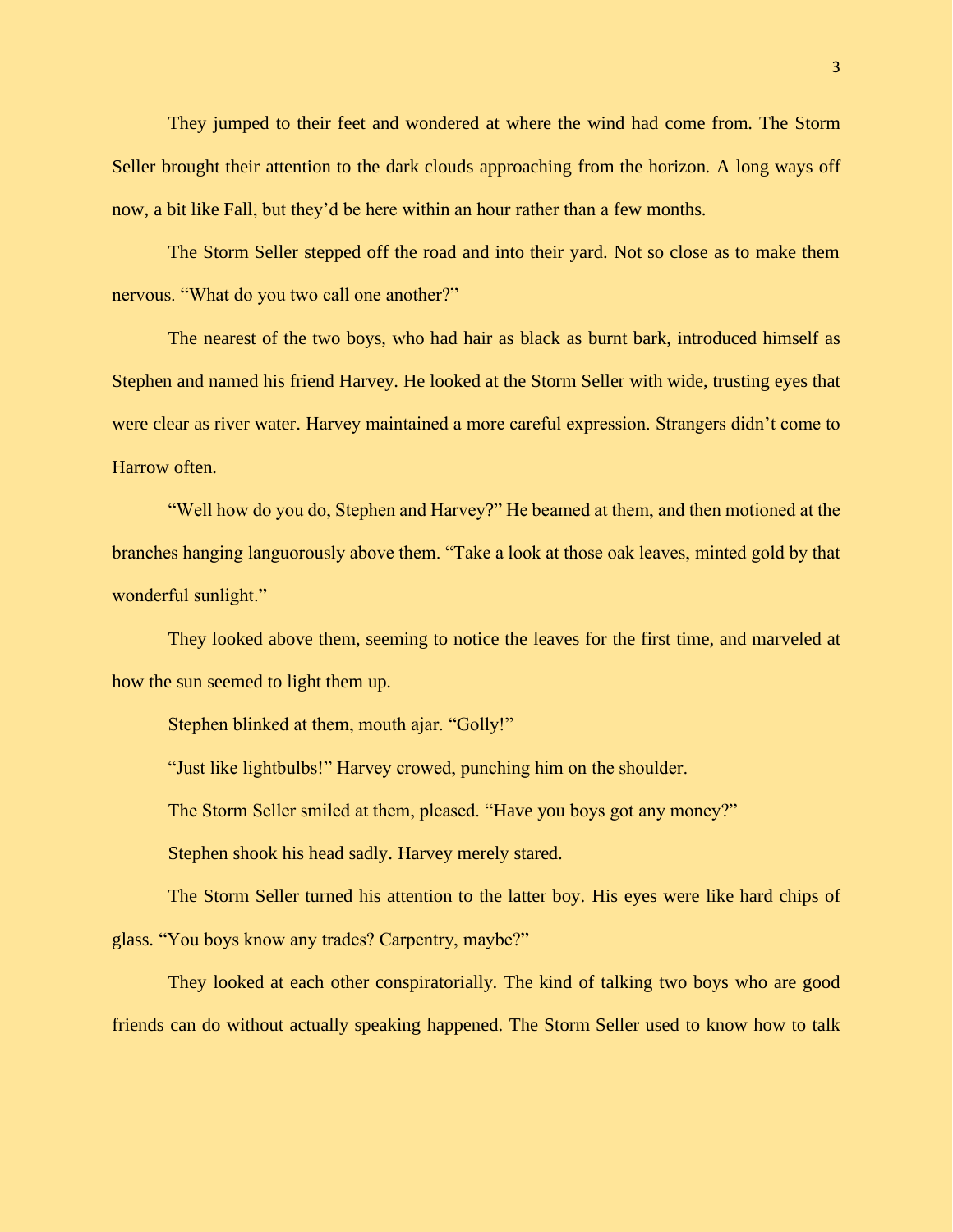They jumped to their feet and wondered at where the wind had come from. The Storm Seller brought their attention to the dark clouds approaching from the horizon. A long ways off now, a bit like Fall, but they'd be here within an hour rather than a few months.

The Storm Seller stepped off the road and into their yard. Not so close as to make them nervous. "What do you two call one another?"

The nearest of the two boys, who had hair as black as burnt bark, introduced himself as Stephen and named his friend Harvey. He looked at the Storm Seller with wide, trusting eyes that were clear as river water. Harvey maintained a more careful expression. Strangers didn't come to Harrow often.

"Well how do you do, Stephen and Harvey?" He beamed at them, and then motioned at the branches hanging languorously above them. "Take a look at those oak leaves, minted gold by that wonderful sunlight."

They looked above them, seeming to notice the leaves for the first time, and marveled at how the sun seemed to light them up.

Stephen blinked at them, mouth ajar. "Golly!"

"Just like lightbulbs!" Harvey crowed, punching him on the shoulder.

The Storm Seller smiled at them, pleased. "Have you boys got any money?"

Stephen shook his head sadly. Harvey merely stared.

The Storm Seller turned his attention to the latter boy. His eyes were like hard chips of glass. "You boys know any trades? Carpentry, maybe?"

They looked at each other conspiratorially. The kind of talking two boys who are good friends can do without actually speaking happened. The Storm Seller used to know how to talk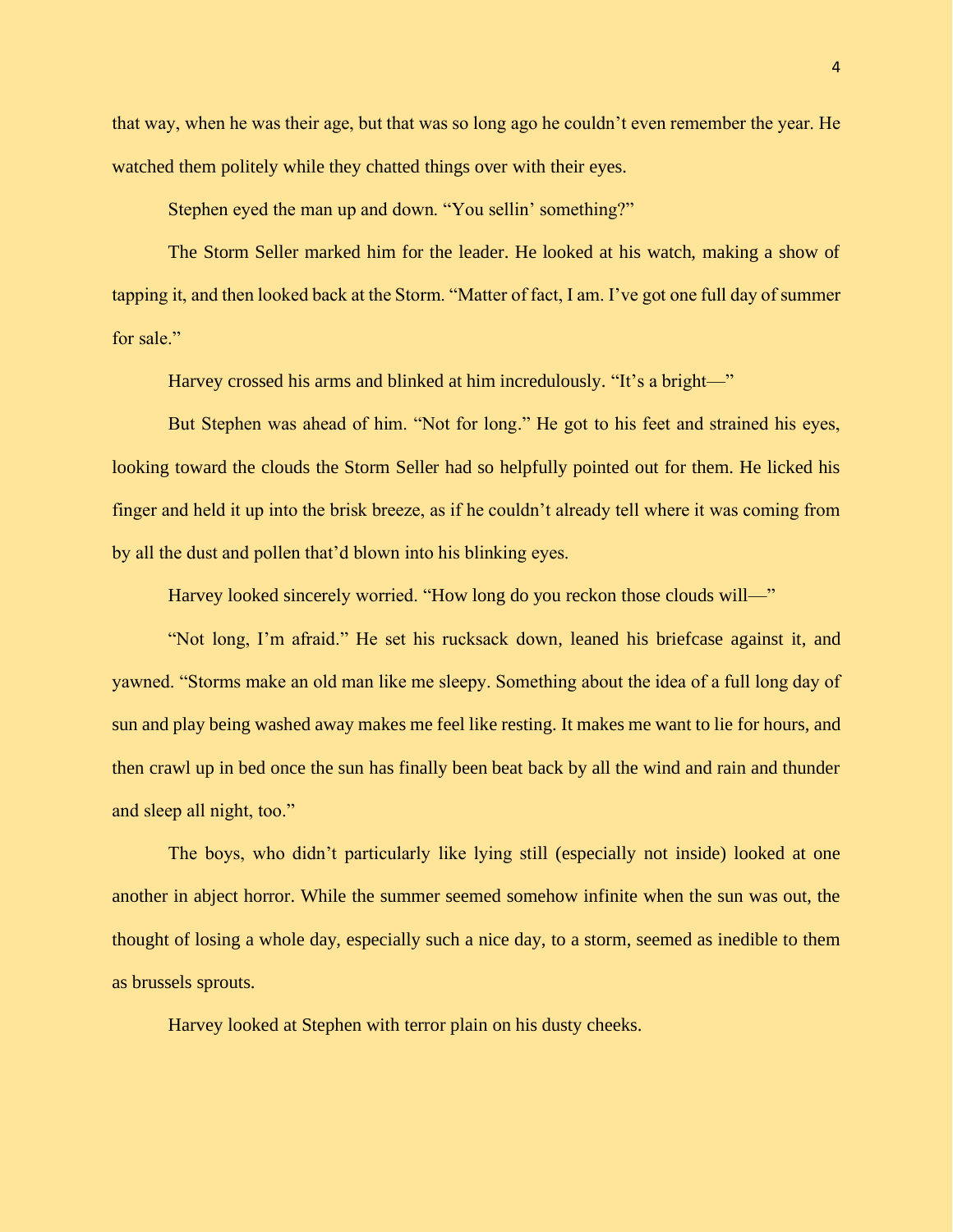that way, when he was their age, but that was so long ago he couldn't even remember the year. He watched them politely while they chatted things over with their eyes.

Stephen eyed the man up and down. "You sellin' something?"

The Storm Seller marked him for the leader. He looked at his watch, making a show of tapping it, and then looked back at the Storm. "Matter of fact, I am. I've got one full day of summer for sale."

Harvey crossed his arms and blinked at him incredulously. "It's a bright—"

But Stephen was ahead of him. "Not for long." He got to his feet and strained his eyes, looking toward the clouds the Storm Seller had so helpfully pointed out for them. He licked his finger and held it up into the brisk breeze, as if he couldn't already tell where it was coming from by all the dust and pollen that'd blown into his blinking eyes.

Harvey looked sincerely worried. "How long do you reckon those clouds will—"

"Not long, I'm afraid." He set his rucksack down, leaned his briefcase against it, and yawned. "Storms make an old man like me sleepy. Something about the idea of a full long day of sun and play being washed away makes me feel like resting. It makes me want to lie for hours, and then crawl up in bed once the sun has finally been beat back by all the wind and rain and thunder and sleep all night, too."

The boys, who didn't particularly like lying still (especially not inside) looked at one another in abject horror. While the summer seemed somehow infinite when the sun was out, the thought of losing a whole day, especially such a nice day, to a storm, seemed as inedible to them as brussels sprouts.

Harvey looked at Stephen with terror plain on his dusty cheeks.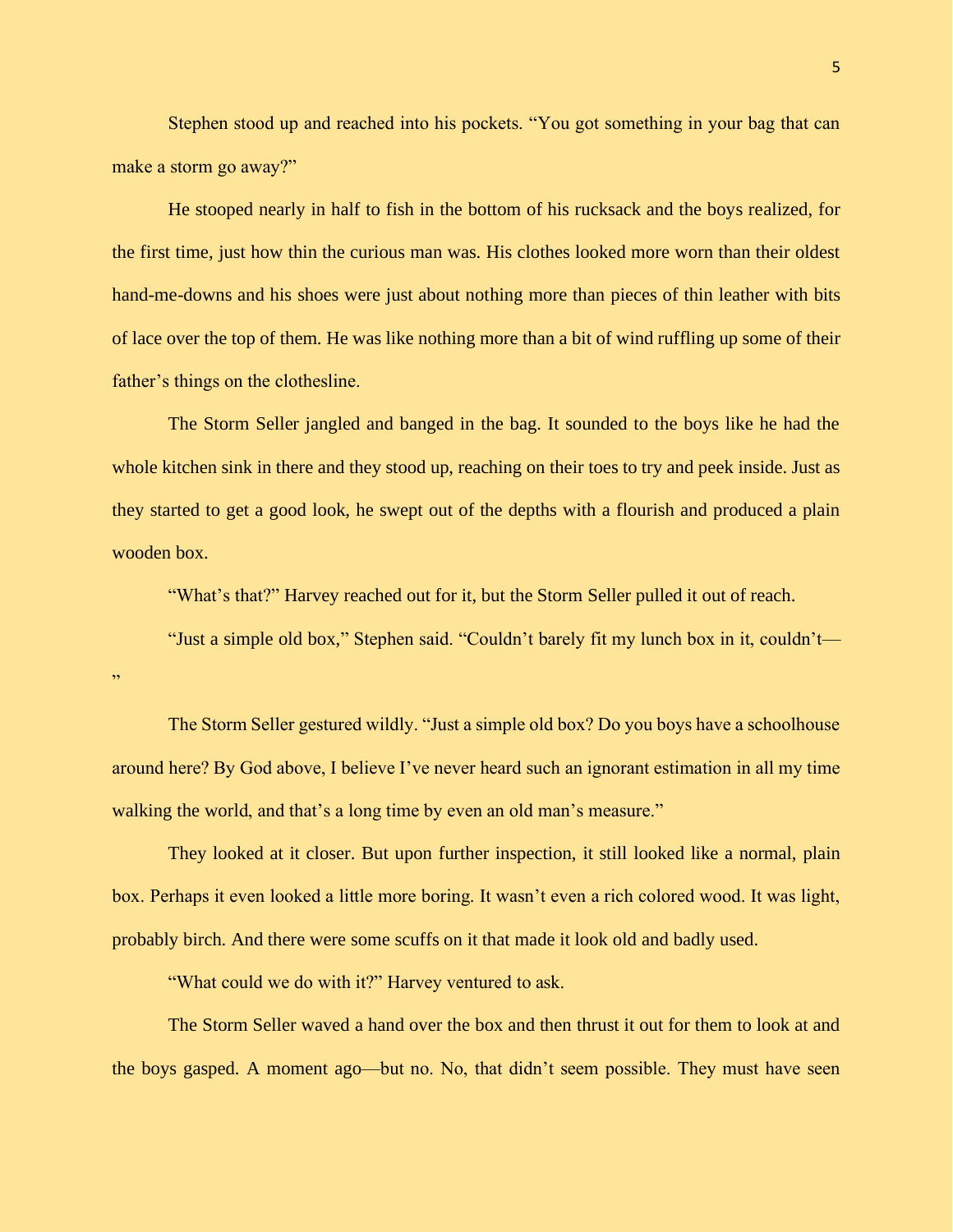Stephen stood up and reached into his pockets. "You got something in your bag that can make a storm go away?"

He stooped nearly in half to fish in the bottom of his rucksack and the boys realized, for the first time, just how thin the curious man was. His clothes looked more worn than their oldest hand-me-downs and his shoes were just about nothing more than pieces of thin leather with bits of lace over the top of them. He was like nothing more than a bit of wind ruffling up some of their father's things on the clothesline.

The Storm Seller jangled and banged in the bag. It sounded to the boys like he had the whole kitchen sink in there and they stood up, reaching on their toes to try and peek inside. Just as they started to get a good look, he swept out of the depths with a flourish and produced a plain wooden box.

"What's that?" Harvey reached out for it, but the Storm Seller pulled it out of reach.

"Just a simple old box," Stephen said. "Couldn't barely fit my lunch box in it, couldn't—"

The Storm Seller gestured wildly. "Just a simple old box? Do you boys have a schoolhouse around here? By God above, I believe I've never heard such an ignorant estimation in all my time walking the world, and that's a long time by even an old man's measure."

They looked at it closer. But upon further inspection, it still looked like a normal, plain box. Perhaps it even looked a little more boring. It wasn't even a rich colored wood. It was light, probably birch. And there were some scuffs on it that made it look old and badly used.

"What could we do with it?" Harvey ventured to ask.

The Storm Seller waved a hand over the box and then thrust it out for them to look at and the boys gasped. A moment ago—but no. No, that didn't seem possible. They must have seen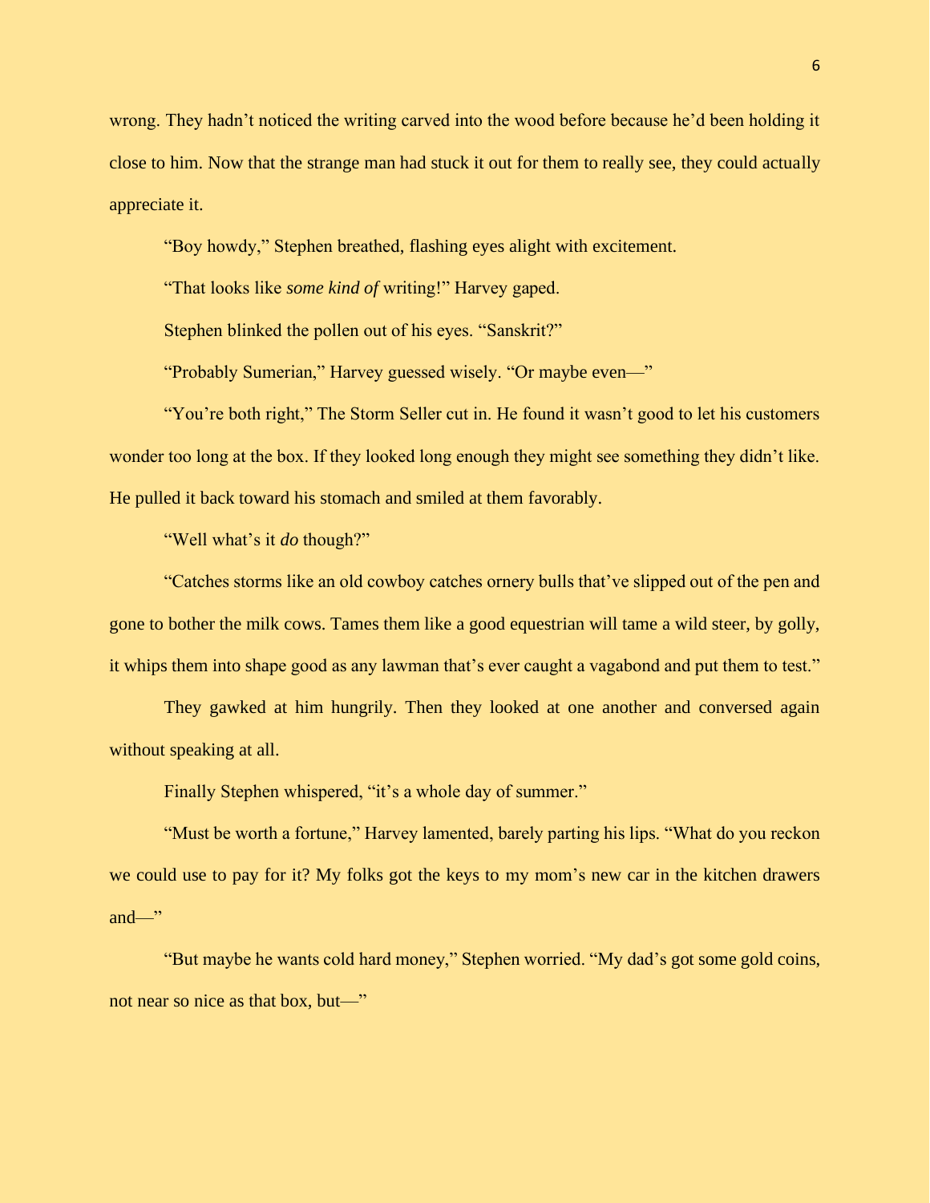wrong. They hadn't noticed the writing carved into the wood before because he'd been holding it close to him. Now that the strange man had stuck it out for them to really see, they could actually appreciate it.

"Boy howdy," Stephen breathed, flashing eyes alight with excitement.

"That looks like *some kind of* writing!" Harvey gaped.

Stephen blinked the pollen out of his eyes. "Sanskrit?"

"Probably Sumerian," Harvey guessed wisely. "Or maybe even—"

"You're both right," The Storm Seller cut in. He found it wasn't good to let his customers wonder too long at the box. If they looked long enough they might see something they didn't like. He pulled it back toward his stomach and smiled at them favorably.

"Well what's it *do* though?"

"Catches storms like an old cowboy catches ornery bulls that've slipped out of the pen and gone to bother the milk cows. Tames them like a good equestrian will tame a wild steer, by golly, it whips them into shape good as any lawman that's ever caught a vagabond and put them to test."

They gawked at him hungrily. Then they looked at one another and conversed again without speaking at all.

Finally Stephen whispered, "it's a whole day of summer."

"Must be worth a fortune," Harvey lamented, barely parting his lips. "What do you reckon we could use to pay for it? My folks got the keys to my mom's new car in the kitchen drawers and—"

"But maybe he wants cold hard money," Stephen worried. "My dad's got some gold coins, not near so nice as that box, but—"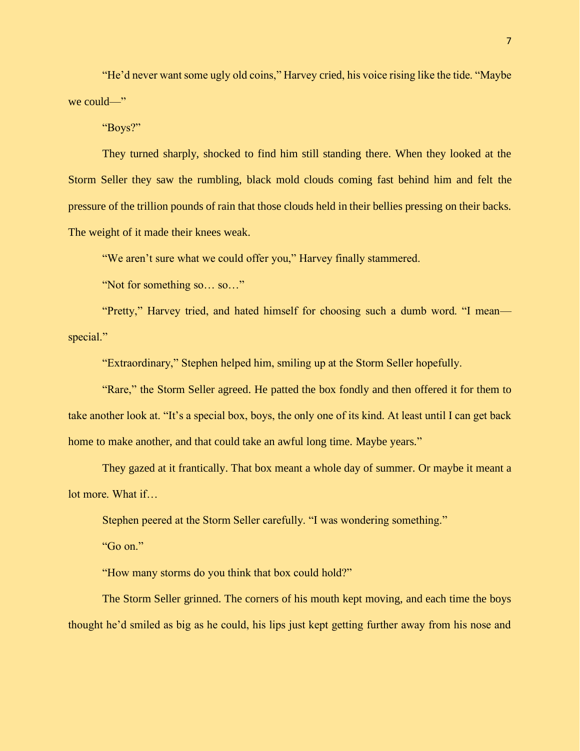"He'd never want some ugly old coins," Harvey cried, his voice rising like the tide. "Maybe we could—"

"Boys?"

They turned sharply, shocked to find him still standing there. When they looked at the Storm Seller they saw the rumbling, black mold clouds coming fast behind him and felt the pressure of the trillion pounds of rain that those clouds held in their bellies pressing on their backs. The weight of it made their knees weak.

"We aren't sure what we could offer you," Harvey finally stammered.

"Not for something so… so…"

"Pretty," Harvey tried, and hated himself for choosing such a dumb word. "I mean—special."

"Extraordinary," Stephen helped him, smiling up at the Storm Seller hopefully.

"Rare," the Storm Seller agreed. He patted the box fondly and then offered it for them to take another look at. "It's a special box, boys, the only one of its kind. At least until I can get back home to make another, and that could take an awful long time. Maybe years."

They gazed at it frantically. That box meant a whole day of summer. Or maybe it meant a lot more. What if…

Stephen peered at the Storm Seller carefully. "I was wondering something."

"Go on."

"How many storms do you think that box could hold?"

The Storm Seller grinned. The corners of his mouth kept moving, and each time the boys thought he'd smiled as big as he could, his lips just kept getting further away from his nose and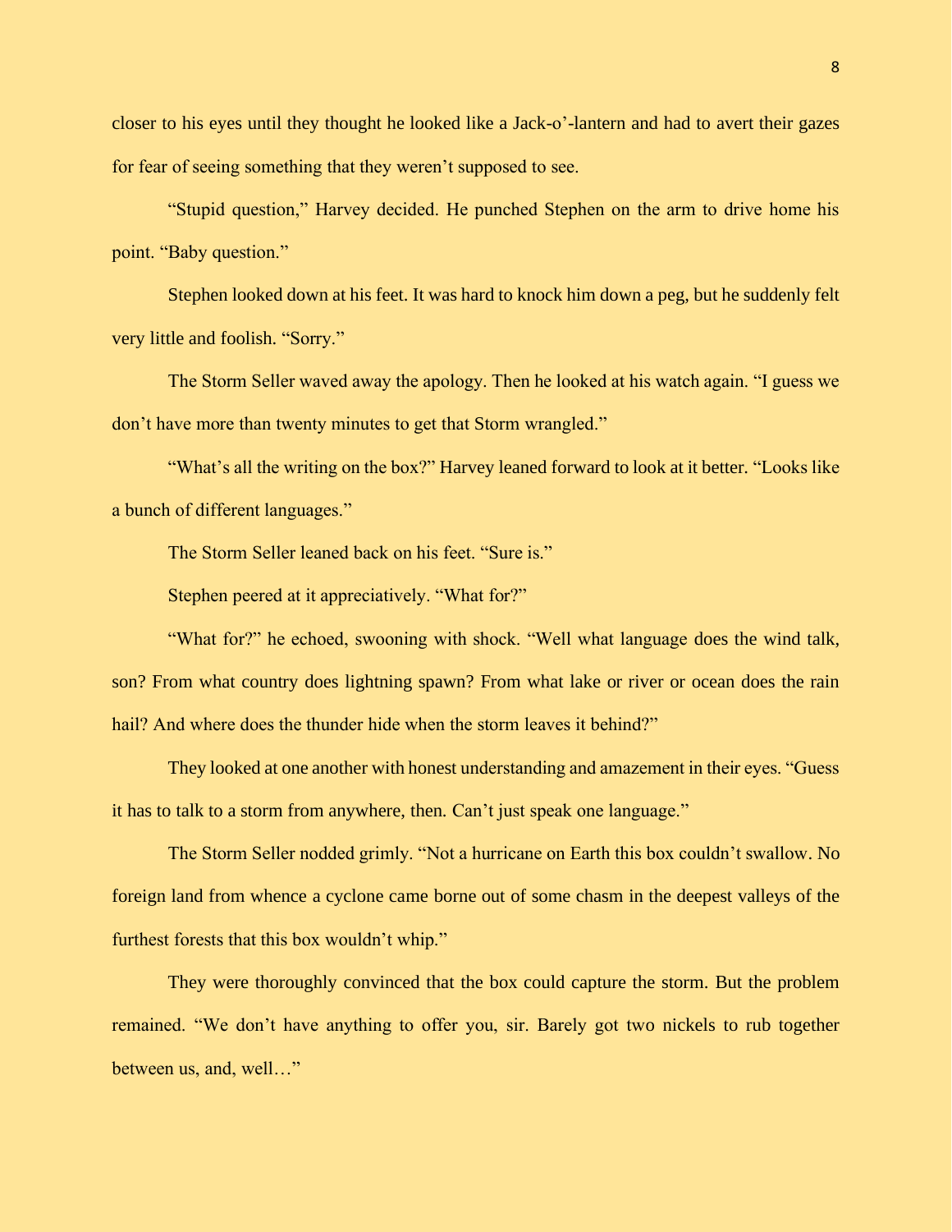closer to his eyes until they thought he looked like a Jack-o'-lantern and had to avert their gazes for fear of seeing something that they weren't supposed to see.

"Stupid question," Harvey decided. He punched Stephen on the arm to drive home his point. "Baby question."

Stephen looked down at his feet. It was hard to knock him down a peg, but he suddenly felt very little and foolish. "Sorry."

The Storm Seller waved away the apology. Then he looked at his watch again. "I guess we don't have more than twenty minutes to get that Storm wrangled."

"What's all the writing on the box?" Harvey leaned forward to look at it better. "Looks like a bunch of different languages."

The Storm Seller leaned back on his feet. "Sure is."

Stephen peered at it appreciatively. "What for?"

"What for?" he echoed, swooning with shock. "Well what language does the wind talk, son? From what country does lightning spawn? From what lake or river or ocean does the rain hail? And where does the thunder hide when the storm leaves it behind?"

They looked at one another with honest understanding and amazement in their eyes. "Guess it has to talk to a storm from anywhere, then. Can't just speak one language."

The Storm Seller nodded grimly. "Not a hurricane on Earth this box couldn't swallow. No foreign land from whence a cyclone came borne out of some chasm in the deepest valleys of the furthest forests that this box wouldn't whip."

They were thoroughly convinced that the box could capture the storm. But the problem remained. "We don't have anything to offer you, sir. Barely got two nickels to rub together between us, and, well…"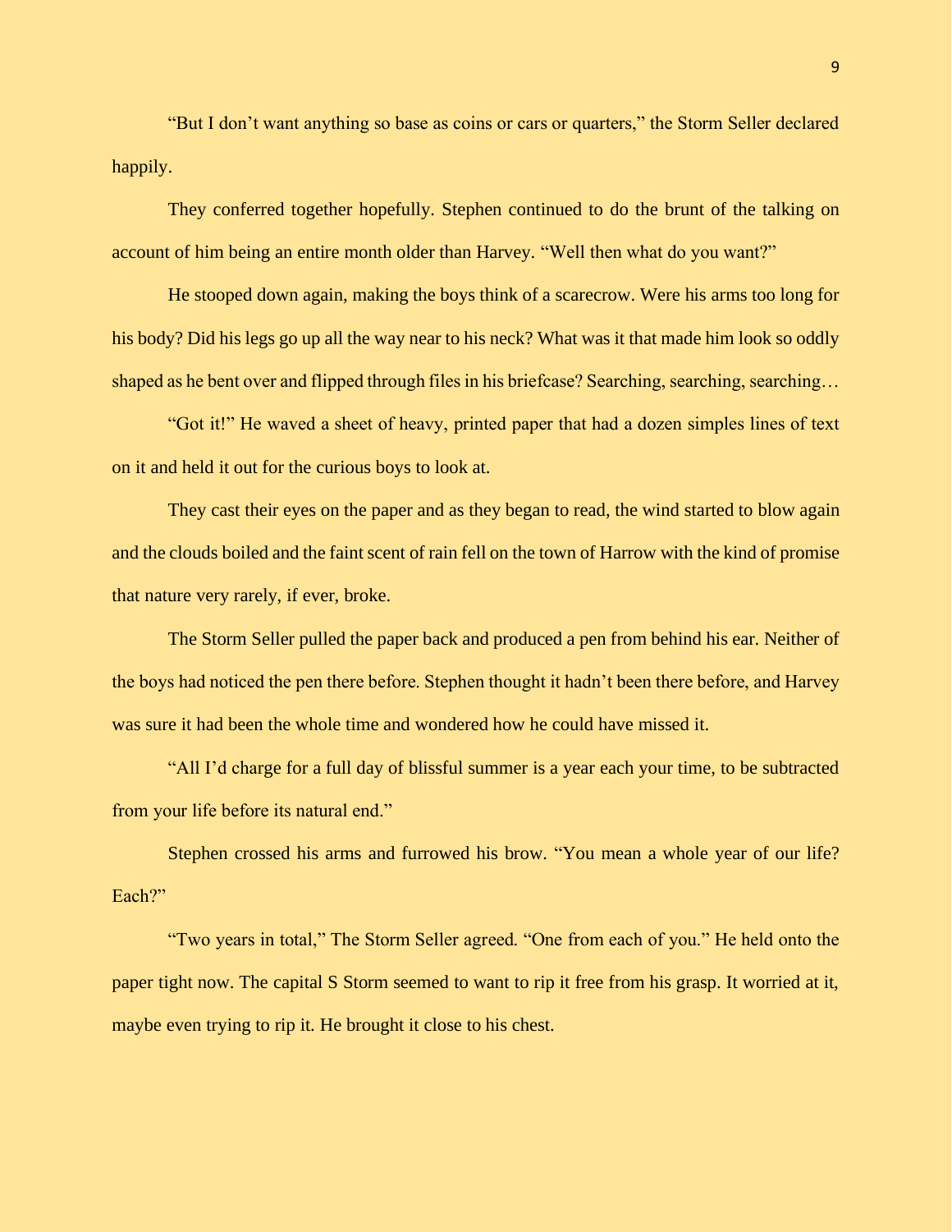"But I don't want anything so base as coins or cars or quarters," the Storm Seller declared happily.

They conferred together hopefully. Stephen continued to do the brunt of the talking on account of him being an entire month older than Harvey. "Well then what do you want?"

He stooped down again, making the boys think of a scarecrow. Were his arms too long for his body? Did his legs go up all the way near to his neck? What was it that made him look so oddly shaped as he bent over and flipped through files in his briefcase? Searching, searching, searching…

"Got it!" He waved a sheet of heavy, printed paper that had a dozen simples lines of text on it and held it out for the curious boys to look at.

They cast their eyes on the paper and as they began to read, the wind started to blow again and the clouds boiled and the faint scent of rain fell on the town of Harrow with the kind of promise that nature very rarely, if ever, broke.

The Storm Seller pulled the paper back and produced a pen from behind his ear. Neither of the boys had noticed the pen there before. Stephen thought it hadn't been there before, and Harvey was sure it had been the whole time and wondered how he could have missed it.

"All I'd charge for a full day of blissful summer is a year each your time, to be subtracted from your life before its natural end."

Stephen crossed his arms and furrowed his brow. "You mean a whole year of our life? Each?"

"Two years in total," The Storm Seller agreed. "One from each of you." He held onto the paper tight now. The capital S Storm seemed to want to rip it free from his grasp. It worried at it, maybe even trying to rip it. He brought it close to his chest.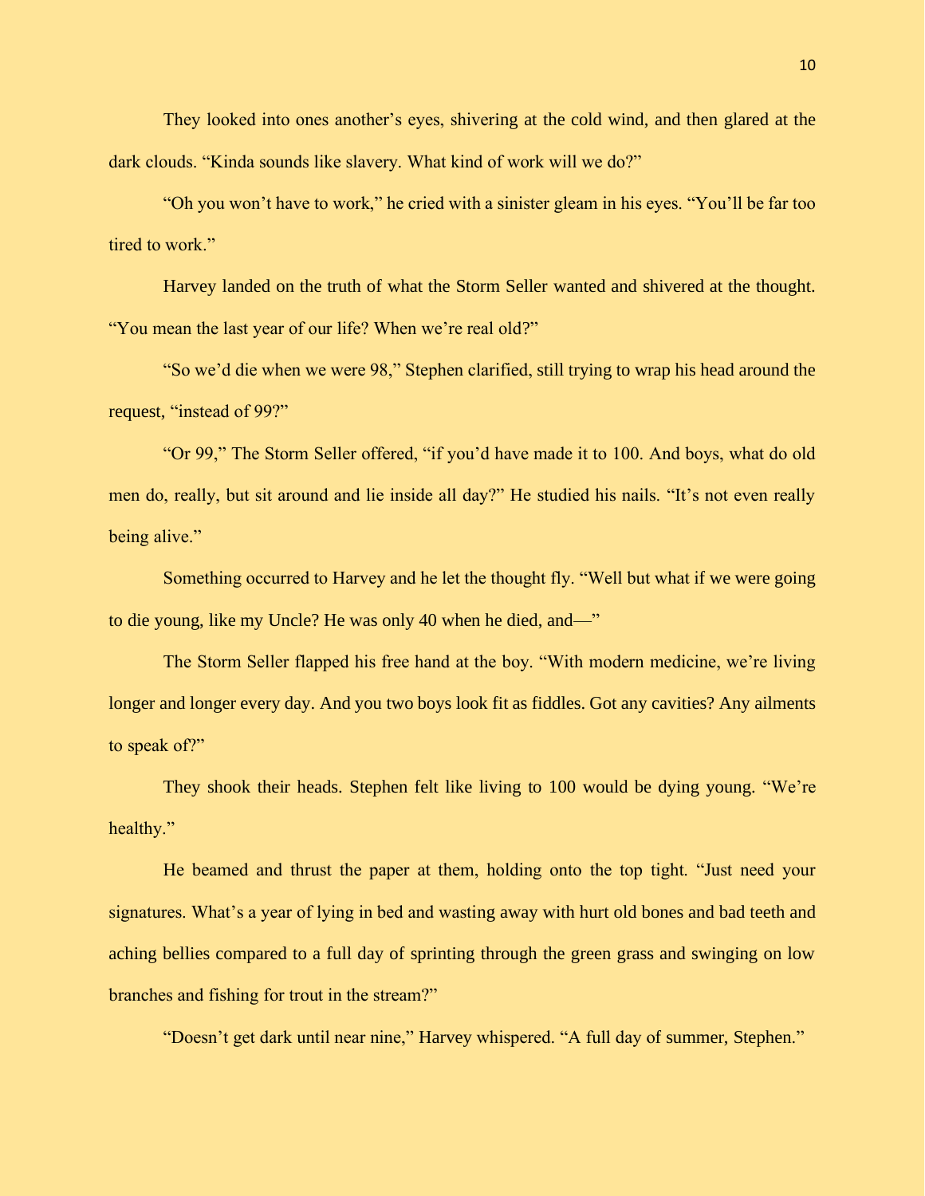They looked into ones another's eyes, shivering at the cold wind, and then glared at the dark clouds. "Kinda sounds like slavery. What kind of work will we do?"

"Oh you won't have to work," he cried with a sinister gleam in his eyes. "You'll be far too tired to work."

Harvey landed on the truth of what the Storm Seller wanted and shivered at the thought. "You mean the last year of our life? When we're real old?"

"So we'd die when we were 98," Stephen clarified, still trying to wrap his head around the request, "instead of 99?"

"Or 99," The Storm Seller offered, "if you'd have made it to 100. And boys, what do old men do, really, but sit around and lie inside all day?" He studied his nails. "It's not even really being alive."

Something occurred to Harvey and he let the thought fly. "Well but what if we were going to die young, like my Uncle? He was only 40 when he died, and—"

The Storm Seller flapped his free hand at the boy. "With modern medicine, we're living longer and longer every day. And you two boys look fit as fiddles. Got any cavities? Any ailments to speak of?"

They shook their heads. Stephen felt like living to 100 would be dying young. "We're healthy."

He beamed and thrust the paper at them, holding onto the top tight. "Just need your signatures. What's a year of lying in bed and wasting away with hurt old bones and bad teeth and aching bellies compared to a full day of sprinting through the green grass and swinging on low branches and fishing for trout in the stream?"

"Doesn't get dark until near nine," Harvey whispered. "A full day of summer, Stephen."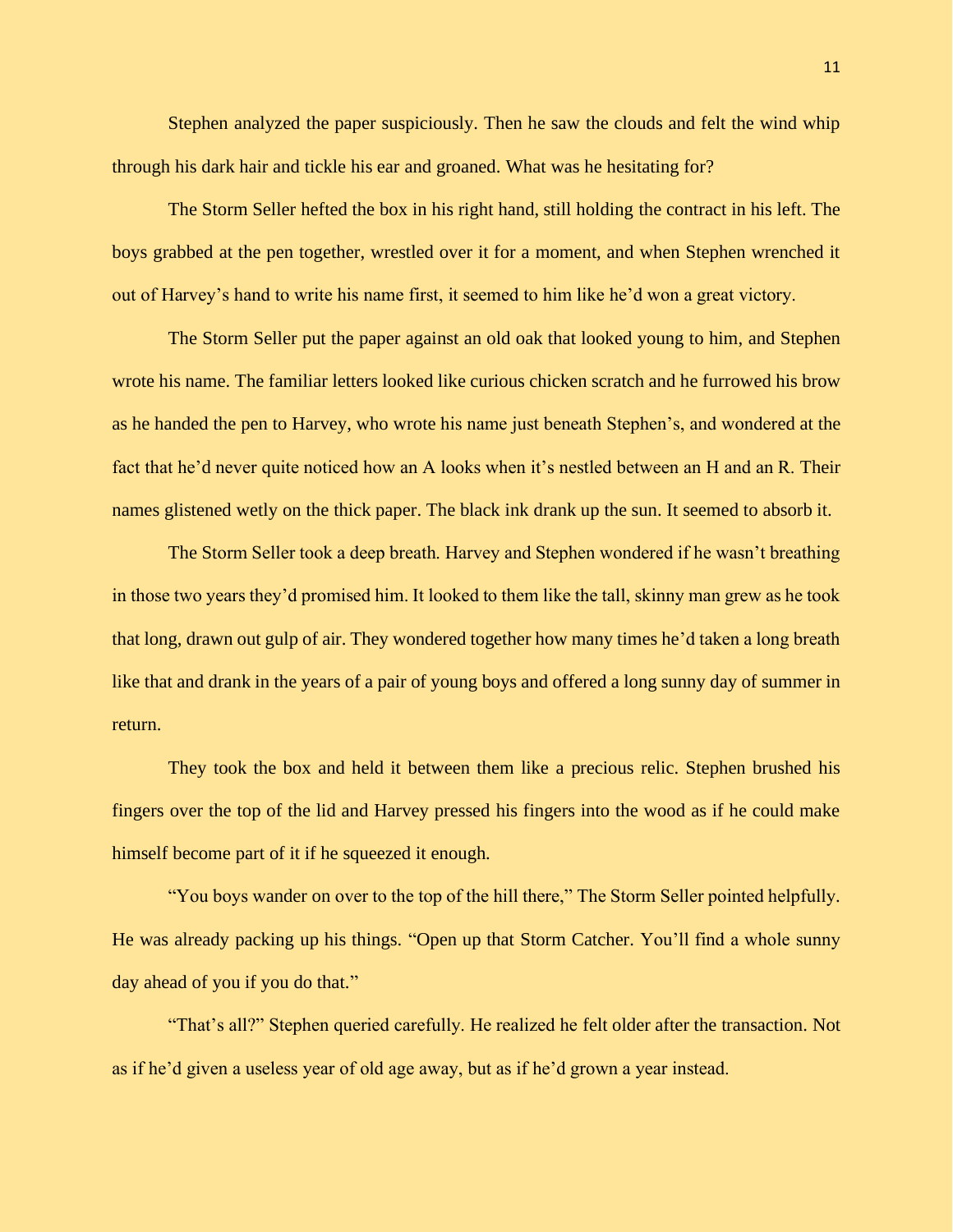Stephen analyzed the paper suspiciously. Then he saw the clouds and felt the wind whip through his dark hair and tickle his ear and groaned. What was he hesitating for?

The Storm Seller hefted the box in his right hand, still holding the contract in his left. The boys grabbed at the pen together, wrestled over it for a moment, and when Stephen wrenched it out of Harvey's hand to write his name first, it seemed to him like he'd won a great victory.

The Storm Seller put the paper against an old oak that looked young to him, and Stephen wrote his name. The familiar letters looked like curious chicken scratch and he furrowed his brow as he handed the pen to Harvey, who wrote his name just beneath Stephen's, and wondered at the fact that he'd never quite noticed how an A looks when it's nestled between an H and an R. Their names glistened wetly on the thick paper. The black ink drank up the sun. It seemed to absorb it.

The Storm Seller took a deep breath. Harvey and Stephen wondered if he wasn't breathing in those two years they'd promised him. It looked to them like the tall, skinny man grew as he took that long, drawn out gulp of air. They wondered together how many times he'd taken a long breath like that and drank in the years of a pair of young boys and offered a long sunny day of summer in return.

They took the box and held it between them like a precious relic. Stephen brushed his fingers over the top of the lid and Harvey pressed his fingers into the wood as if he could make himself become part of it if he squeezed it enough.

"You boys wander on over to the top of the hill there," The Storm Seller pointed helpfully. He was already packing up his things. "Open up that Storm Catcher. You'll find a whole sunny day ahead of you if you do that."

"That's all?" Stephen queried carefully. He realized he felt older after the transaction. Not as if he'd given a useless year of old age away, but as if he'd grown a year instead.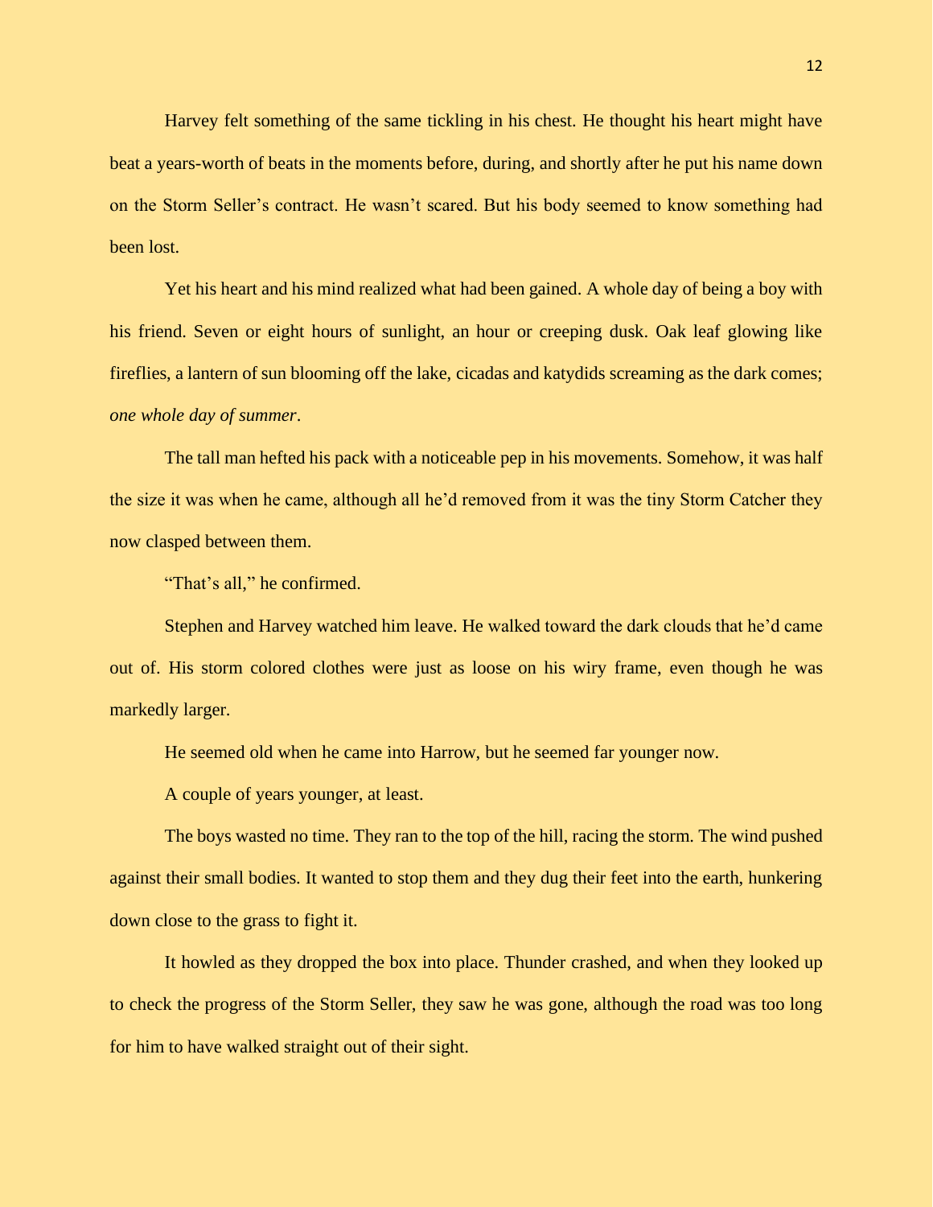Harvey felt something of the same tickling in his chest. He thought his heart might have beat a years-worth of beats in the moments before, during, and shortly after he put his name down on the Storm Seller's contract. He wasn't scared. But his body seemed to know something had been lost.

Yet his heart and his mind realized what had been gained. A whole day of being a boy with his friend. Seven or eight hours of sunlight, an hour or creeping dusk. Oak leaf glowing like fireflies, a lantern of sun blooming off the lake, cicadas and katydids screaming as the dark comes; *one whole day of summer*.

The tall man hefted his pack with a noticeable pep in his movements. Somehow, it was half the size it was when he came, although all he'd removed from it was the tiny Storm Catcher they now clasped between them.

"That's all," he confirmed.

Stephen and Harvey watched him leave. He walked toward the dark clouds that he'd came out of. His storm colored clothes were just as loose on his wiry frame, even though he was markedly larger.

He seemed old when he came into Harrow, but he seemed far younger now.

A couple of years younger, at least.

The boys wasted no time. They ran to the top of the hill, racing the storm. The wind pushed against their small bodies. It wanted to stop them and they dug their feet into the earth, hunkering down close to the grass to fight it.

It howled as they dropped the box into place. Thunder crashed, and when they looked up to check the progress of the Storm Seller, they saw he was gone, although the road was too long for him to have walked straight out of their sight.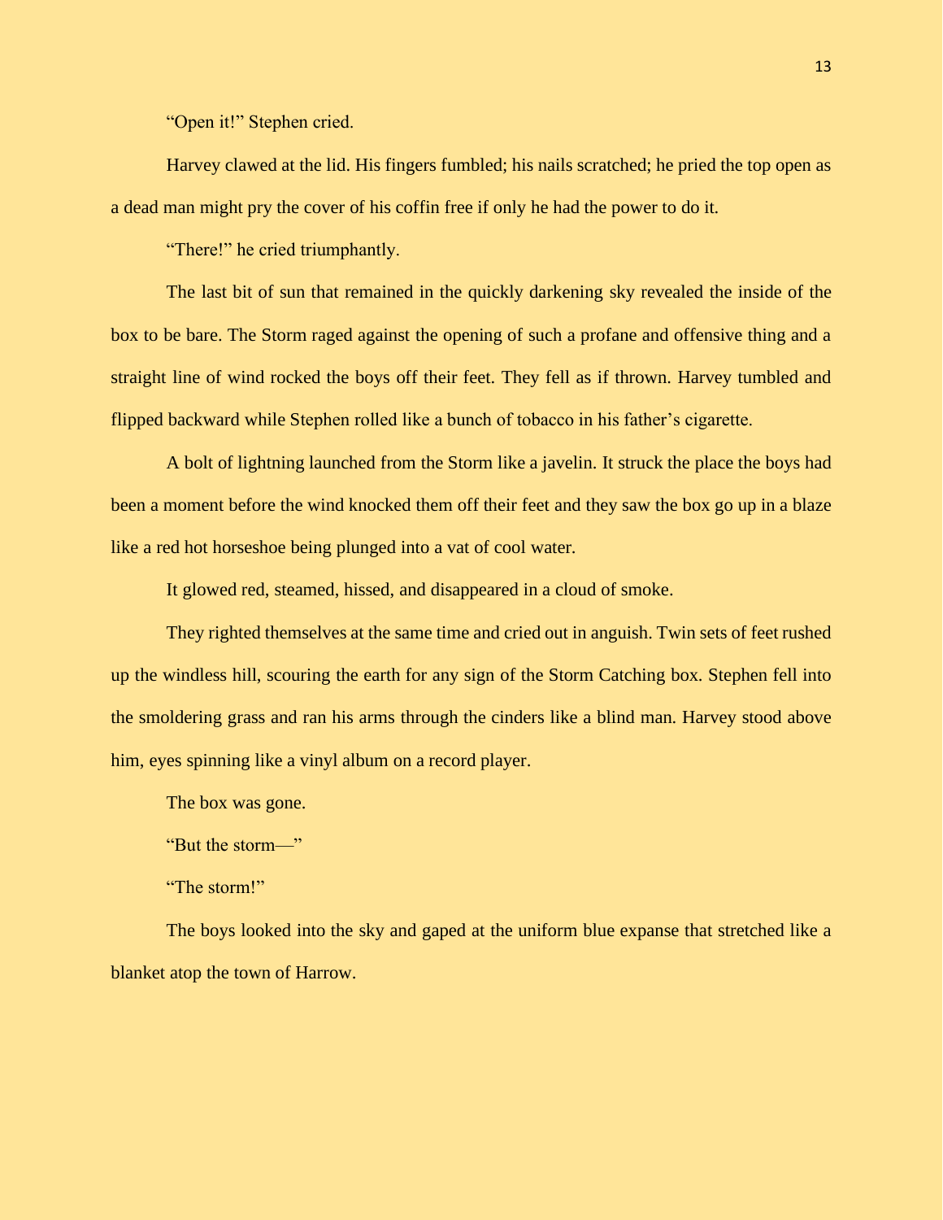"Open it!" Stephen cried.

Harvey clawed at the lid. His fingers fumbled; his nails scratched; he pried the top open as a dead man might pry the cover of his coffin free if only he had the power to do it.

"There!" he cried triumphantly.

The last bit of sun that remained in the quickly darkening sky revealed the inside of the box to be bare. The Storm raged against the opening of such a profane and offensive thing and a straight line of wind rocked the boys off their feet. They fell as if thrown. Harvey tumbled and flipped backward while Stephen rolled like a bunch of tobacco in his father's cigarette.

A bolt of lightning launched from the Storm like a javelin. It struck the place the boys had been a moment before the wind knocked them off their feet and they saw the box go up in a blaze like a red hot horseshoe being plunged into a vat of cool water.

It glowed red, steamed, hissed, and disappeared in a cloud of smoke.

They righted themselves at the same time and cried out in anguish. Twin sets of feet rushed up the windless hill, scouring the earth for any sign of the Storm Catching box. Stephen fell into the smoldering grass and ran his arms through the cinders like a blind man. Harvey stood above him, eyes spinning like a vinyl album on a record player.

The box was gone.

"But the storm—"

"The storm!"

The boys looked into the sky and gaped at the uniform blue expanse that stretched like a blanket atop the town of Harrow.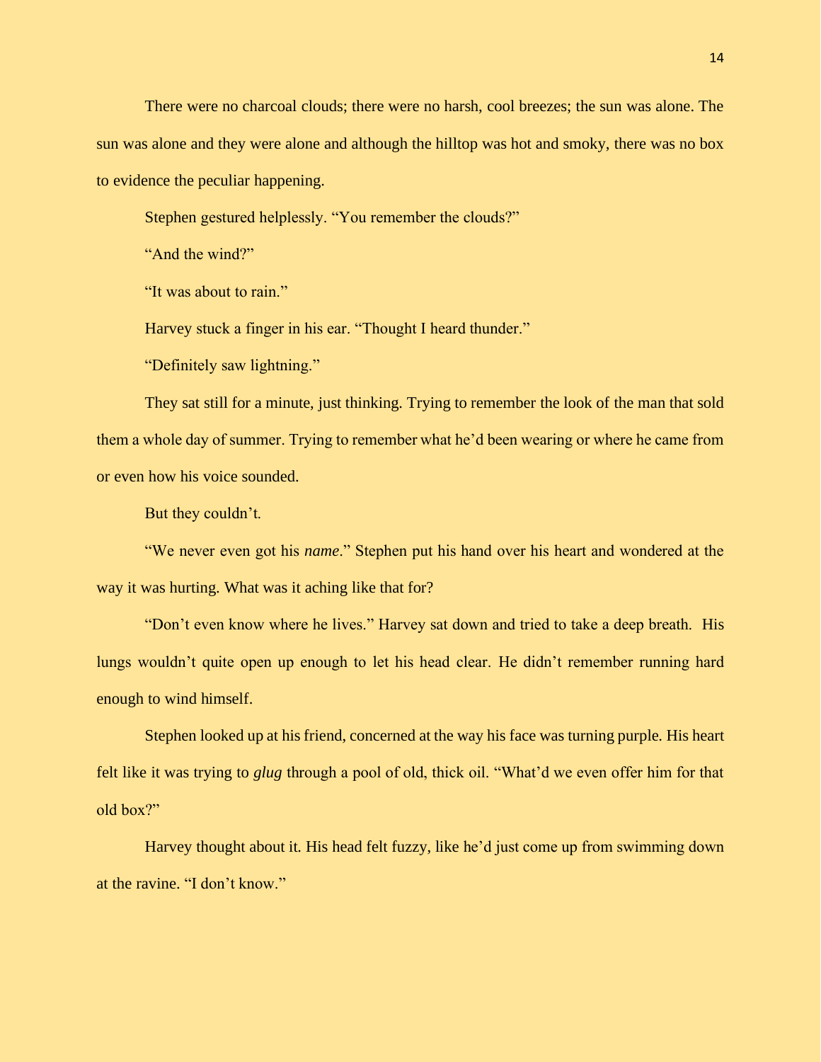There were no charcoal clouds; there were no harsh, cool breezes; the sun was alone. The sun was alone and they were alone and although the hilltop was hot and smoky, there was no box to evidence the peculiar happening.

Stephen gestured helplessly. "You remember the clouds?"

"And the wind?"

"It was about to rain."

Harvey stuck a finger in his ear. "Thought I heard thunder."

"Definitely saw lightning."

They sat still for a minute, just thinking. Trying to remember the look of the man that sold them a whole day of summer. Trying to remember what he'd been wearing or where he came from or even how his voice sounded.

But they couldn't.

"We never even got his *name*." Stephen put his hand over his heart and wondered at the way it was hurting. What was it aching like that for?

"Don't even know where he lives." Harvey sat down and tried to take a deep breath. His lungs wouldn't quite open up enough to let his head clear. He didn't remember running hard enough to wind himself.

Stephen looked up at his friend, concerned at the way his face was turning purple. His heart felt like it was trying to *glug* through a pool of old, thick oil. "What'd we even offer him for that old box?"

Harvey thought about it. His head felt fuzzy, like he'd just come up from swimming down at the ravine. "I don't know."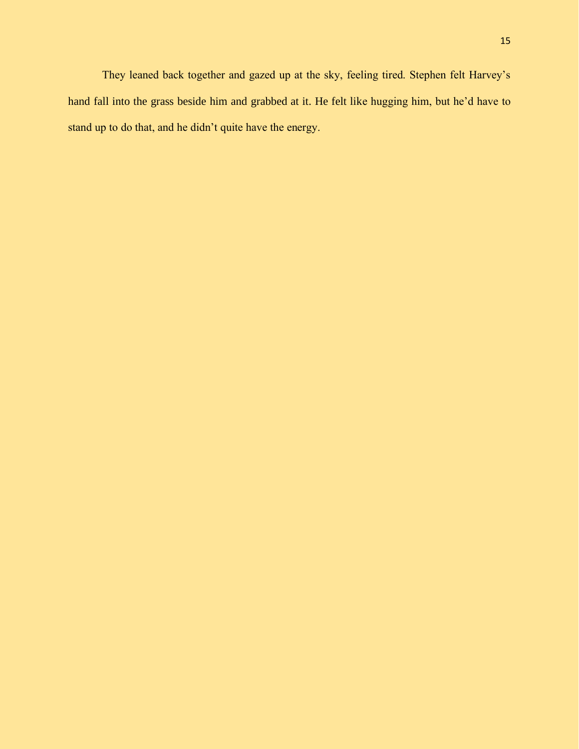They leaned back together and gazed up at the sky, feeling tired. Stephen felt Harvey's hand fall into the grass beside him and grabbed at it. He felt like hugging him, but he'd have to stand up to do that, and he didn't quite have the energy.